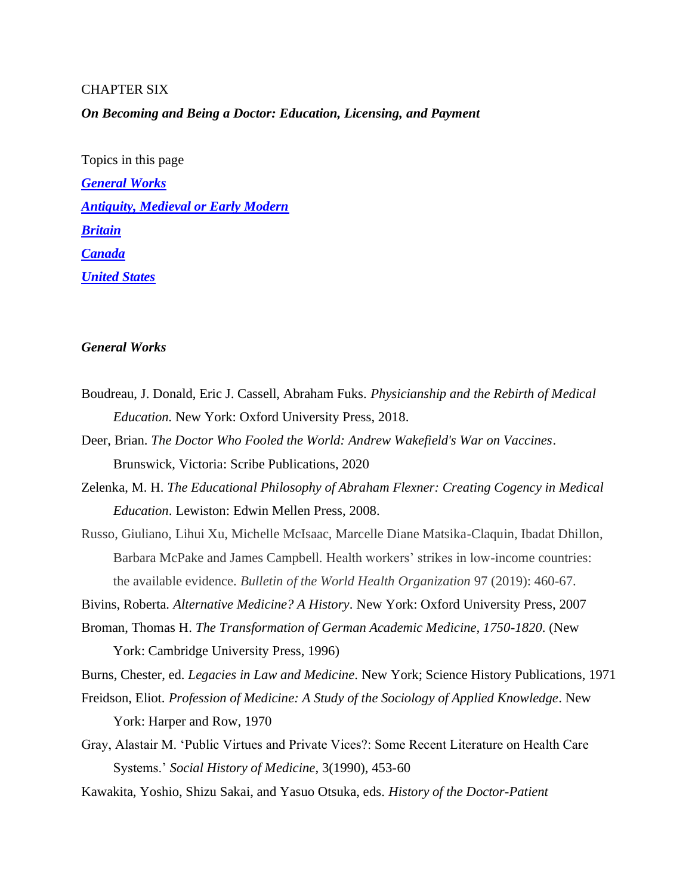CHAPTER SIX

***On Becoming and Being a Doctor: Education, Licensing, and Payment***

Topics in this page

[***General Works***]

[***Antiquity, Medieval or Early Modern***]

[***Britain***]

[***Canada***]

[***United States***]

## *General Works*

Boudreau, J. Donald, Eric J. Cassell, Abraham Fuks. *Physicianship and the Rebirth of Medical Education.* New York: Oxford University Press, 2018.

Deer, Brian. *The Doctor Who Fooled the World: Andrew Wakefield's War on Vaccines*. Brunswick, Victoria: Scribe Publications, 2020

Zelenka, M. H. *The Educational Philosophy of Abraham Flexner: Creating Cogency in Medical Education*. Lewiston: Edwin Mellen Press, 2008.

Russo, Giuliano, Lihui Xu, Michelle McIsaac, Marcelle Diane Matsika-Claquin, Ibadat Dhillon, Barbara McPake and James Campbell. Health workers' strikes in low-income countries: the available evidence. *Bulletin of the World Health Organization* 97 (2019): 460-67.

Bivins, Roberta. *Alternative Medicine? A History*. New York: Oxford University Press, 2007

Broman, Thomas H. *The Transformation of German Academic Medicine, 1750-1820.* (New York: Cambridge University Press, 1996)

Burns, Chester, ed. *Legacies in Law and Medicine*. New York; Science History Publications, 1971

Freidson, Eliot. *Profession of Medicine: A Study of the Sociology of Applied Knowledge*. New York: Harper and Row, 1970

Gray, Alastair M. 'Public Virtues and Private Vices?: Some Recent Literature on Health Care Systems.' *Social History of Medicine*, 3(1990), 453-60

Kawakita, Yoshio, Shizu Sakai, and Yasuo Otsuka, eds. *History of the Doctor-Patient*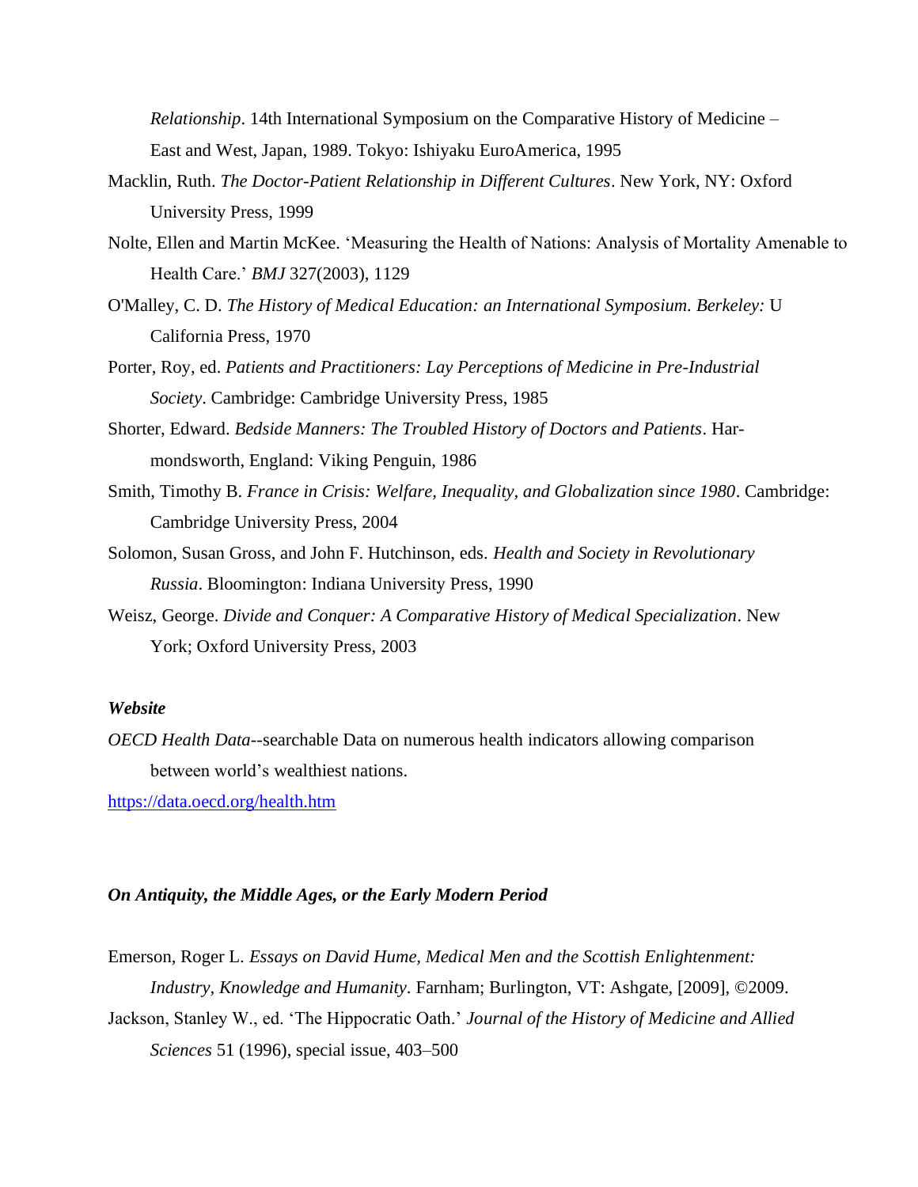*Relationship*. 14th International Symposium on the Comparative History of Medicine – East and West, Japan, 1989. Tokyo: Ishiyaku EuroAmerica, 1995

Macklin, Ruth. *The Doctor-Patient Relationship in Different Cultures*. New York, NY: Oxford University Press, 1999

Nolte, Ellen and Martin McKee. 'Measuring the Health of Nations: Analysis of Mortality Amenable to Health Care.' *BMJ* 327(2003), 1129

O'Malley, C. D. *The History of Medical Education: an International Symposium. Berkeley:* U California Press, 1970

Porter, Roy, ed. *Patients and Practitioners: Lay Perceptions of Medicine in Pre-Industrial Society*. Cambridge: Cambridge University Press, 1985

Shorter, Edward. *Bedside Manners: The Troubled History of Doctors and Patients*. Harmondsworth, England: Viking Penguin, 1986

Smith, Timothy B. *France in Crisis: Welfare, Inequality, and Globalization since 1980*. Cambridge: Cambridge University Press, 2004

Solomon, Susan Gross, and John F. Hutchinson, eds. *Health and Society in Revolutionary Russia*. Bloomington: Indiana University Press, 1990

Weisz, George. *Divide and Conquer: A Comparative History of Medical Specialization*. New York; Oxford University Press, 2003

***Website***

*OECD Health Data*--searchable Data on numerous health indicators allowing comparison between world's wealthiest nations.

https://data.oecd.org/health.htm

***On Antiquity, the Middle Ages, or the Early Modern Period***

Emerson, Roger L. *Essays on David Hume, Medical Men and the Scottish Enlightenment: Industry, Knowledge and Humanity*. Farnham; Burlington, VT: Ashgate, [2009], ©2009.

Jackson, Stanley W., ed. 'The Hippocratic Oath.' *Journal of the History of Medicine and Allied Sciences* 51 (1996), special issue, 403–500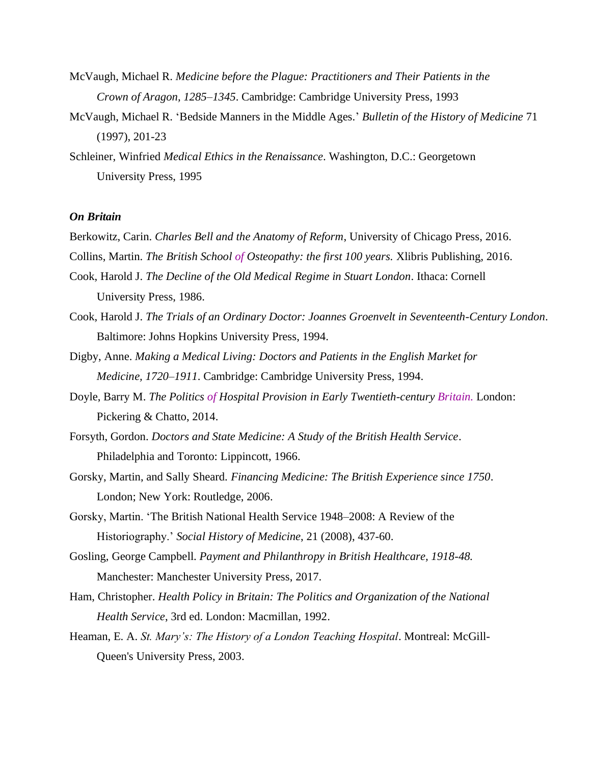McVaugh, Michael R. *Medicine before the Plague: Practitioners and Their Patients in the Crown of Aragon, 1285–1345*. Cambridge: Cambridge University Press, 1993

McVaugh, Michael R. 'Bedside Manners in the Middle Ages.' *Bulletin of the History of Medicine* 71 (1997), 201-23

Schleiner, Winfried *Medical Ethics in the Renaissance*. Washington, D.C.: Georgetown University Press, 1995

***On Britain***

Berkowitz, Carin. *Charles Bell and the Anatomy of Reform*, University of Chicago Press, 2016.

Collins, Martin. *The British School of Osteopathy: the first 100 years.* Xlibris Publishing, 2016.

Cook, Harold J. *The Decline of the Old Medical Regime in Stuart London*. Ithaca: Cornell University Press, 1986.

Cook, Harold J. *The Trials of an Ordinary Doctor: Joannes Groenvelt in Seventeenth-Century London*. Baltimore: Johns Hopkins University Press, 1994.

Digby, Anne. *Making a Medical Living: Doctors and Patients in the English Market for Medicine, 1720–1911*. Cambridge: Cambridge University Press, 1994.

Doyle, Barry M. *The Politics of Hospital Provision in Early Twentieth-century Britain.* London: Pickering & Chatto, 2014.

Forsyth, Gordon. *Doctors and State Medicine: A Study of the British Health Service*. Philadelphia and Toronto: Lippincott, 1966.

Gorsky, Martin, and Sally Sheard. *Financing Medicine: The British Experience since 1750*. London; New York: Routledge, 2006.

Gorsky, Martin. 'The British National Health Service 1948–2008: A Review of the Historiography.' *Social History of Medicine*, 21 (2008), 437-60.

Gosling, George Campbell. *Payment and Philanthropy in British Healthcare, 1918-48.* Manchester: Manchester University Press, 2017.

Ham, Christopher. *Health Policy in Britain: The Politics and Organization of the National Health Service*, 3rd ed. London: Macmillan, 1992.

Heaman, E. A. *St. Mary's: The History of a London Teaching Hospital*. Montreal: McGill-Queen's University Press, 2003.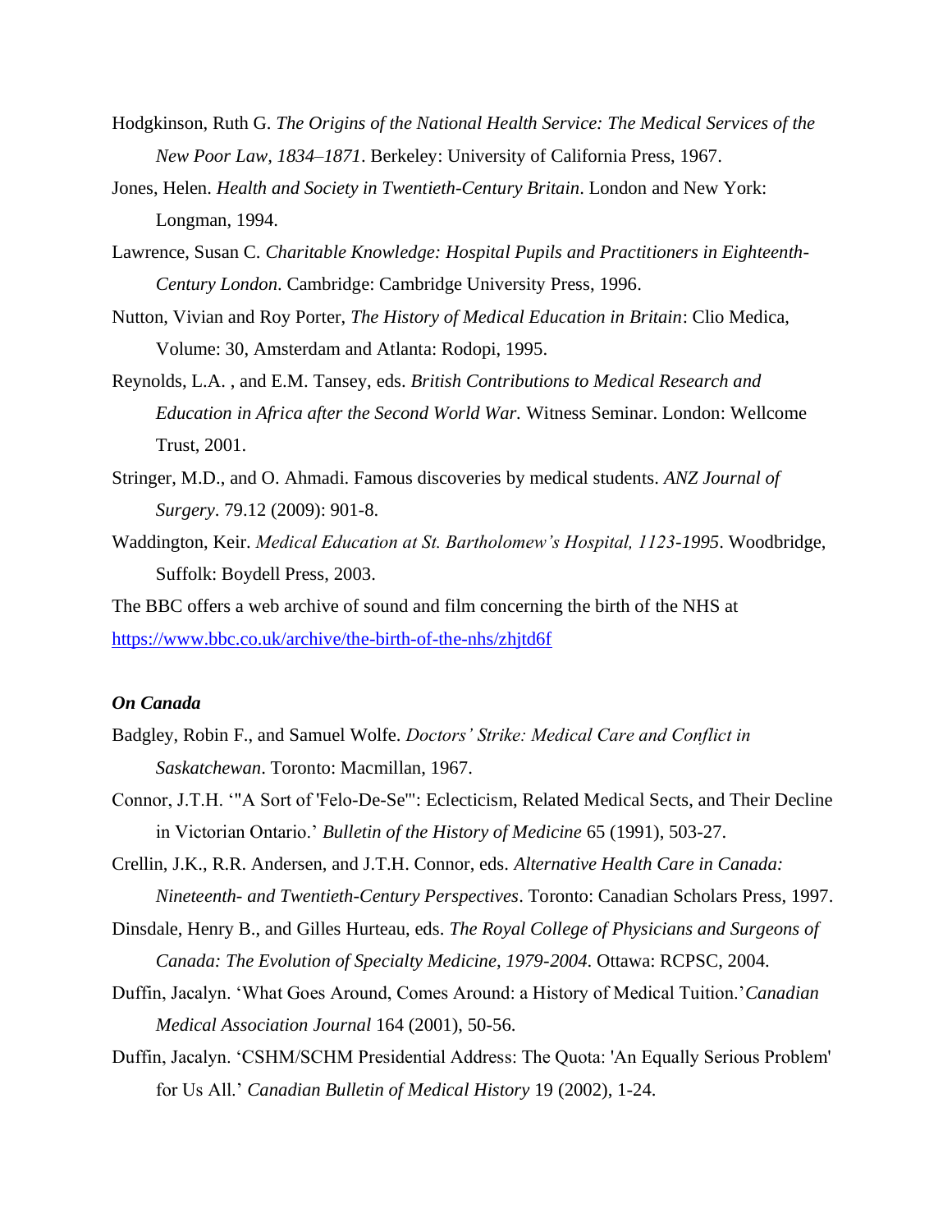Hodgkinson, Ruth G. *The Origins of the National Health Service: The Medical Services of the New Poor Law, 1834–1871*. Berkeley: University of California Press, 1967.

Jones, Helen. *Health and Society in Twentieth-Century Britain*. London and New York: Longman, 1994.

Lawrence, Susan C. *Charitable Knowledge: Hospital Pupils and Practitioners in Eighteenth-Century London*. Cambridge: Cambridge University Press, 1996.

Nutton, Vivian and Roy Porter, *The History of Medical Education in Britain*: Clio Medica, Volume: 30, Amsterdam and Atlanta: Rodopi, 1995.

Reynolds, L.A. , and E.M. Tansey, eds. *British Contributions to Medical Research and Education in Africa after the Second World War.* Witness Seminar. London: Wellcome Trust, 2001.

Stringer, M.D., and O. Ahmadi. Famous discoveries by medical students. *ANZ Journal of Surgery*. 79.12 (2009): 901-8.

Waddington, Keir. *Medical Education at St. Bartholomew's Hospital, 1123-1995*. Woodbridge, Suffolk: Boydell Press, 2003.

The BBC offers a web archive of sound and film concerning the birth of the NHS at https://www.bbc.co.uk/archive/the-birth-of-the-nhs/zhjtd6f

***On Canada***

Badgley, Robin F., and Samuel Wolfe. *Doctors' Strike: Medical Care and Conflict in Saskatchewan*. Toronto: Macmillan, 1967.

Connor, J.T.H. '"A Sort of 'Felo-De-Se'": Eclecticism, Related Medical Sects, and Their Decline in Victorian Ontario.' *Bulletin of the History of Medicine* 65 (1991), 503-27.

Crellin, J.K., R.R. Andersen, and J.T.H. Connor, eds. *Alternative Health Care in Canada: Nineteenth- and Twentieth-Century Perspectives*. Toronto: Canadian Scholars Press, 1997.

Dinsdale, Henry B., and Gilles Hurteau, eds. *The Royal College of Physicians and Surgeons of Canada: The Evolution of Specialty Medicine, 1979-2004*. Ottawa: RCPSC, 2004.

Duffin, Jacalyn. 'What Goes Around, Comes Around: a History of Medical Tuition.' *Canadian Medical Association Journal* 164 (2001), 50-56.

Duffin, Jacalyn. 'CSHM/SCHM Presidential Address: The Quota: 'An Equally Serious Problem' for Us All.' *Canadian Bulletin of Medical History* 19 (2002), 1-24.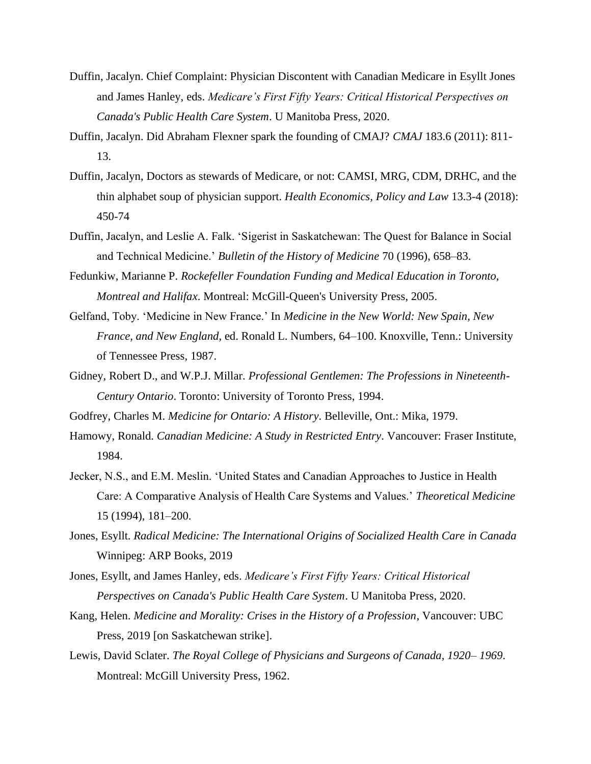Duffin, Jacalyn. Chief Complaint: Physician Discontent with Canadian Medicare in Esyllt Jones and James Hanley, eds. *Medicare's First Fifty Years: Critical Historical Perspectives on Canada's Public Health Care System*. U Manitoba Press, 2020.

Duffin, Jacalyn. Did Abraham Flexner spark the founding of CMAJ? *CMAJ* 183.6 (2011): 811-13.

Duffin, Jacalyn, Doctors as stewards of Medicare, or not: CAMSI, MRG, CDM, DRHC, and the thin alphabet soup of physician support. *Health Economics, Policy and Law* 13.3-4 (2018): 450-74

Duffin, Jacalyn, and Leslie A. Falk. 'Sigerist in Saskatchewan: The Quest for Balance in Social and Technical Medicine.' *Bulletin of the History of Medicine* 70 (1996), 658–83.

Fedunkiw, Marianne P. *Rockefeller Foundation Funding and Medical Education in Toronto, Montreal and Halifax*. Montreal: McGill-Queen's University Press, 2005.

Gelfand, Toby. 'Medicine in New France.' In *Medicine in the New World: New Spain, New France, and New England*, ed. Ronald L. Numbers, 64–100. Knoxville, Tenn.: University of Tennessee Press, 1987.

Gidney, Robert D., and W.P.J. Millar. *Professional Gentlemen: The Professions in Nineteenth-Century Ontario*. Toronto: University of Toronto Press, 1994.

Godfrey, Charles M. *Medicine for Ontario: A History*. Belleville, Ont.: Mika, 1979.

Hamowy, Ronald. *Canadian Medicine: A Study in Restricted Entry*. Vancouver: Fraser Institute, 1984.

Jecker, N.S., and E.M. Meslin. 'United States and Canadian Approaches to Justice in Health Care: A Comparative Analysis of Health Care Systems and Values.' *Theoretical Medicine* 15 (1994), 181–200.

Jones, Esyllt. *Radical Medicine: The International Origins of Socialized Health Care in Canada* Winnipeg: ARP Books, 2019

Jones, Esyllt, and James Hanley, eds. *Medicare's First Fifty Years: Critical Historical Perspectives on Canada's Public Health Care System*. U Manitoba Press, 2020.

Kang, Helen. *Medicine and Morality: Crises in the History of a Profession*, Vancouver: UBC Press, 2019 [on Saskatchewan strike].

Lewis, David Sclater. *The Royal College of Physicians and Surgeons of Canada, 1920– 1969*. Montreal: McGill University Press, 1962.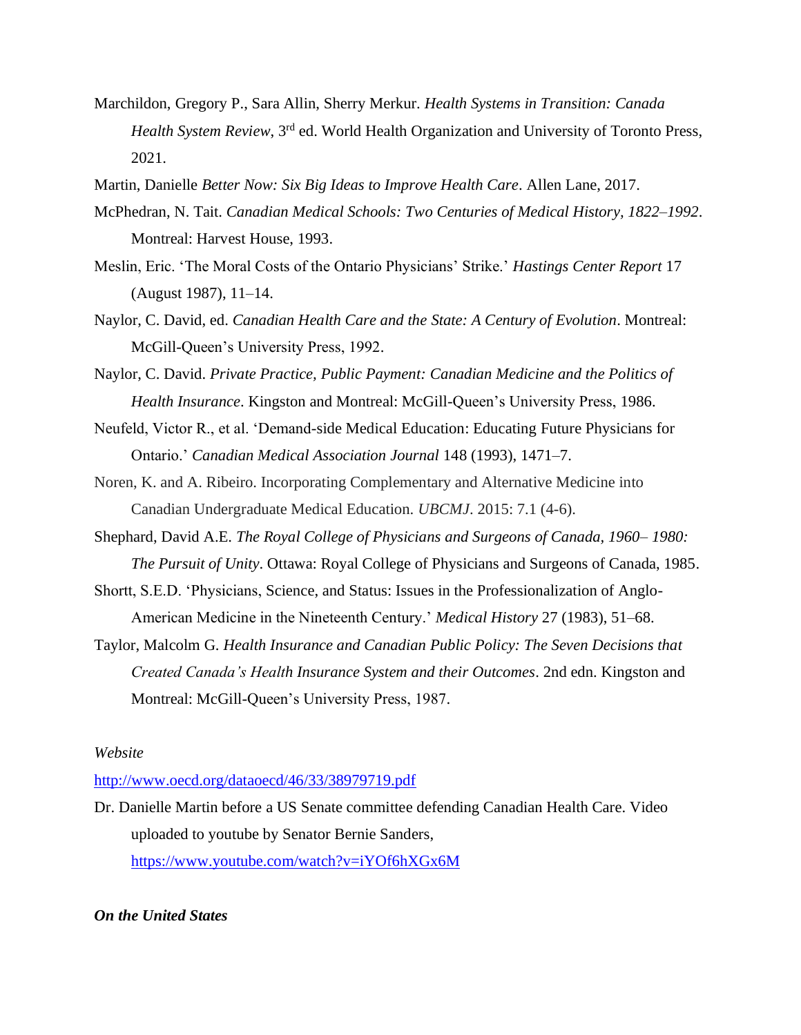Marchildon, Gregory P., Sara Allin, Sherry Merkur. *Health Systems in Transition: Canada Health System Review*, 3rd ed. World Health Organization and University of Toronto Press, 2021.

Martin, Danielle *Better Now: Six Big Ideas to Improve Health Care*. Allen Lane, 2017.

McPhedran, N. Tait. *Canadian Medical Schools: Two Centuries of Medical History, 1822–1992*. Montreal: Harvest House, 1993.

Meslin, Eric. 'The Moral Costs of the Ontario Physicians' Strike.' *Hastings Center Report* 17 (August 1987), 11–14.

Naylor, C. David, ed. *Canadian Health Care and the State: A Century of Evolution*. Montreal: McGill-Queen's University Press, 1992.

Naylor, C. David. *Private Practice, Public Payment: Canadian Medicine and the Politics of Health Insurance*. Kingston and Montreal: McGill-Queen's University Press, 1986.

Neufeld, Victor R., et al. 'Demand-side Medical Education: Educating Future Physicians for Ontario.' *Canadian Medical Association Journal* 148 (1993), 1471–7.

Noren, K. and A. Ribeiro. Incorporating Complementary and Alternative Medicine into Canadian Undergraduate Medical Education. *UBCMJ*. 2015: 7.1 (4-6).

Shephard, David A.E. *The Royal College of Physicians and Surgeons of Canada, 1960– 1980: The Pursuit of Unity*. Ottawa: Royal College of Physicians and Surgeons of Canada, 1985.

Shortt, S.E.D. 'Physicians, Science, and Status: Issues in the Professionalization of Anglo-American Medicine in the Nineteenth Century.' *Medical History* 27 (1983), 51–68.

Taylor, Malcolm G. *Health Insurance and Canadian Public Policy: The Seven Decisions that Created Canada's Health Insurance System and their Outcomes*. 2nd edn. Kingston and Montreal: McGill-Queen's University Press, 1987.

*Website*

http://www.oecd.org/dataoecd/46/33/38979719.pdf

Dr. Danielle Martin before a US Senate committee defending Canadian Health Care. Video uploaded to youtube by Senator Bernie Sanders, https://www.youtube.com/watch?v=iYOf6hXGx6M

***On the United States***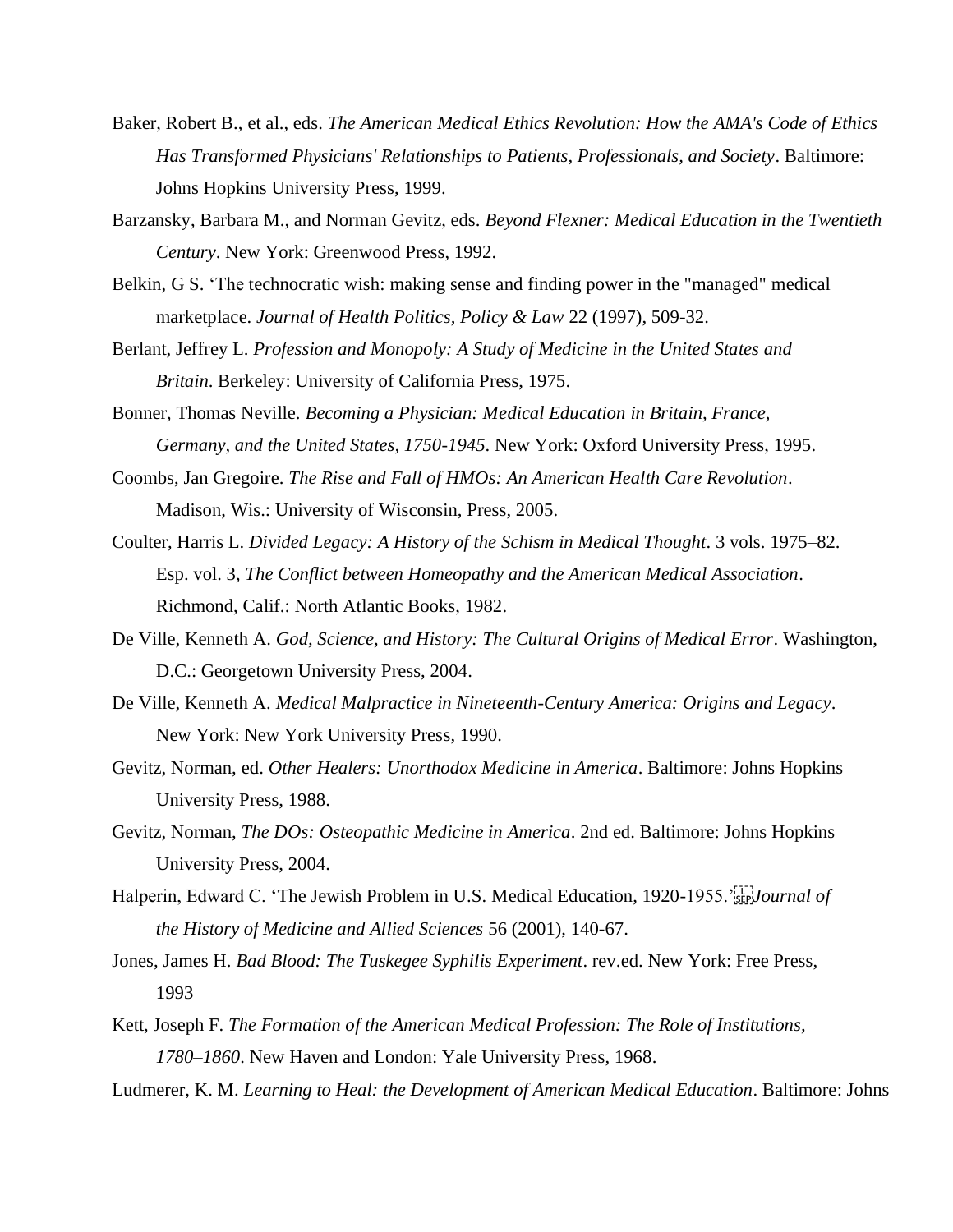Baker, Robert B., et al., eds. *The American Medical Ethics Revolution: How the AMA's Code of Ethics Has Transformed Physicians' Relationships to Patients, Professionals, and Society*. Baltimore: Johns Hopkins University Press, 1999.

Barzansky, Barbara M., and Norman Gevitz, eds. *Beyond Flexner: Medical Education in the Twentieth Century*. New York: Greenwood Press, 1992.

Belkin, G S. 'The technocratic wish: making sense and finding power in the "managed" medical marketplace. *Journal of Health Politics, Policy & Law* 22 (1997), 509-32.

Berlant, Jeffrey L. *Profession and Monopoly: A Study of Medicine in the United States and Britain*. Berkeley: University of California Press, 1975.

Bonner, Thomas Neville. *Becoming a Physician: Medical Education in Britain, France, Germany, and the United States, 1750-1945*. New York: Oxford University Press, 1995.

Coombs, Jan Gregoire. *The Rise and Fall of HMOs: An American Health Care Revolution*. Madison, Wis.: University of Wisconsin, Press, 2005.

Coulter, Harris L. *Divided Legacy: A History of the Schism in Medical Thought*. 3 vols. 1975–82. Esp. vol. 3, *The Conflict between Homeopathy and the American Medical Association*. Richmond, Calif.: North Atlantic Books, 1982.

De Ville, Kenneth A. *God, Science, and History: The Cultural Origins of Medical Error*. Washington, D.C.: Georgetown University Press, 2004.

De Ville, Kenneth A. *Medical Malpractice in Nineteenth-Century America: Origins and Legacy*. New York: New York University Press, 1990.

Gevitz, Norman, ed. *Other Healers: Unorthodox Medicine in America*. Baltimore: Johns Hopkins University Press, 1988.

Gevitz, Norman, *The DOs: Osteopathic Medicine in America*. 2nd ed. Baltimore: Johns Hopkins University Press, 2004.

Halperin, Edward C. 'The Jewish Problem in U.S. Medical Education, 1920-1955.' *Journal of the History of Medicine and Allied Sciences* 56 (2001), 140-67.

Jones, James H. *Bad Blood: The Tuskegee Syphilis Experiment*. rev.ed. New York: Free Press, 1993

Kett, Joseph F. *The Formation of the American Medical Profession: The Role of Institutions, 1780–1860*. New Haven and London: Yale University Press, 1968.

Ludmerer, K. M. *Learning to Heal: the Development of American Medical Education*. Baltimore: Johns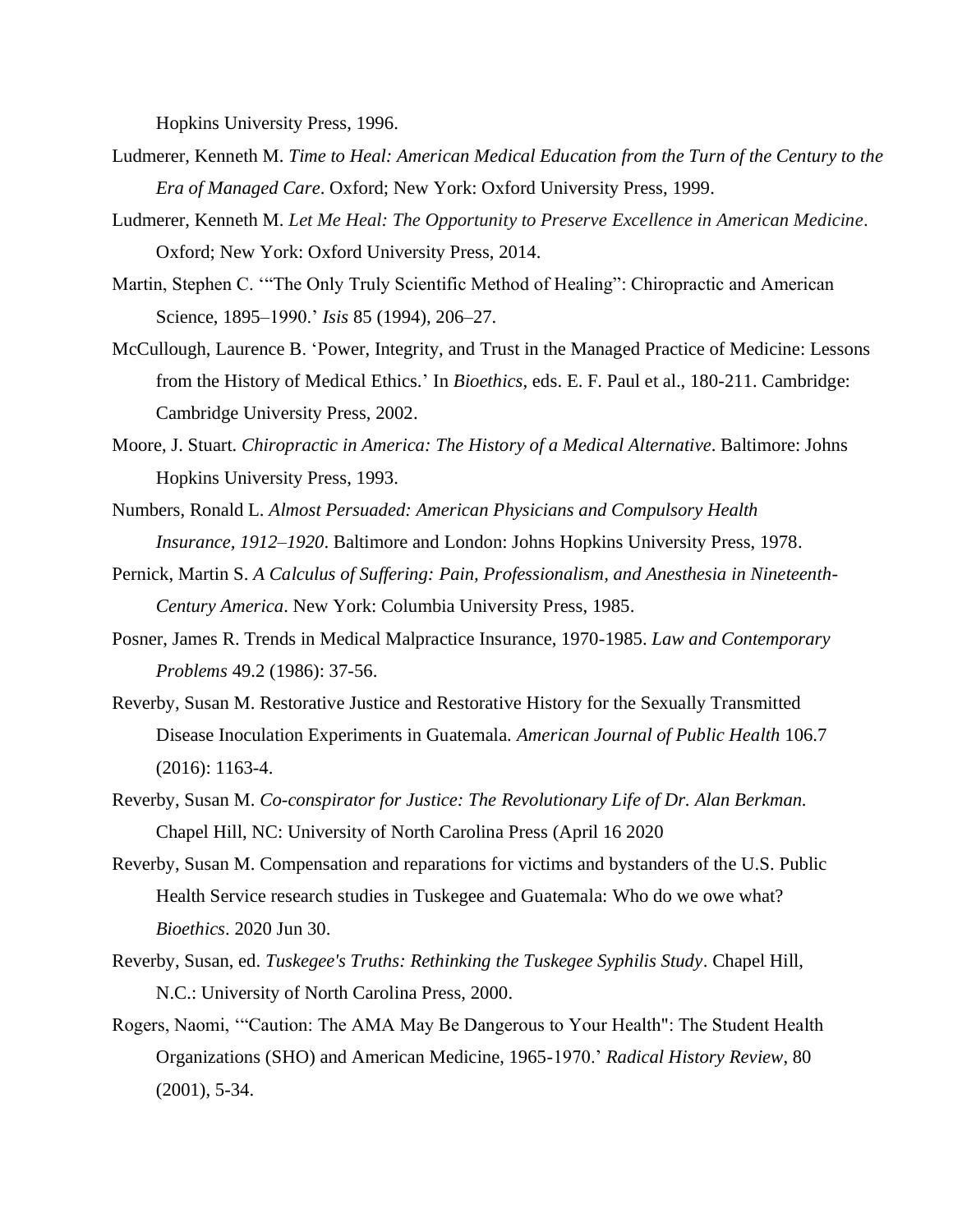Hopkins University Press, 1996.

Ludmerer, Kenneth M. *Time to Heal: American Medical Education from the Turn of the Century to the Era of Managed Care*. Oxford; New York: Oxford University Press, 1999.

Ludmerer, Kenneth M. *Let Me Heal: The Opportunity to Preserve Excellence in American Medicine*. Oxford; New York: Oxford University Press, 2014.

Martin, Stephen C. '"The Only Truly Scientific Method of Healing": Chiropractic and American Science, 1895–1990.' *Isis* 85 (1994), 206–27.

McCullough, Laurence B. 'Power, Integrity, and Trust in the Managed Practice of Medicine: Lessons from the History of Medical Ethics.' In *Bioethics*, eds. E. F. Paul et al., 180-211. Cambridge: Cambridge University Press, 2002.

Moore, J. Stuart. *Chiropractic in America: The History of a Medical Alternative*. Baltimore: Johns Hopkins University Press, 1993.

Numbers, Ronald L. *Almost Persuaded: American Physicians and Compulsory Health Insurance, 1912–1920*. Baltimore and London: Johns Hopkins University Press, 1978.

Pernick, Martin S. *A Calculus of Suffering: Pain, Professionalism, and Anesthesia in Nineteenth-Century America*. New York: Columbia University Press, 1985.

Posner, James R. Trends in Medical Malpractice Insurance, 1970-1985. *Law and Contemporary Problems* 49.2 (1986): 37-56.

Reverby, Susan M. Restorative Justice and Restorative History for the Sexually Transmitted Disease Inoculation Experiments in Guatemala. *American Journal of Public Health* 106.7 (2016): 1163-4.

Reverby, Susan M. *Co-conspirator for Justice: The Revolutionary Life of Dr. Alan Berkman.* Chapel Hill, NC: University of North Carolina Press (April 16 2020

Reverby, Susan M. Compensation and reparations for victims and bystanders of the U.S. Public Health Service research studies in Tuskegee and Guatemala: Who do we owe what? *Bioethics*. 2020 Jun 30.

Reverby, Susan, ed. *Tuskegee's Truths: Rethinking the Tuskegee Syphilis Study*. Chapel Hill, N.C.: University of North Carolina Press, 2000.

Rogers, Naomi, '"Caution: The AMA May Be Dangerous to Your Health": The Student Health Organizations (SHO) and American Medicine, 1965-1970.' *Radical History Review*, 80 (2001), 5-34.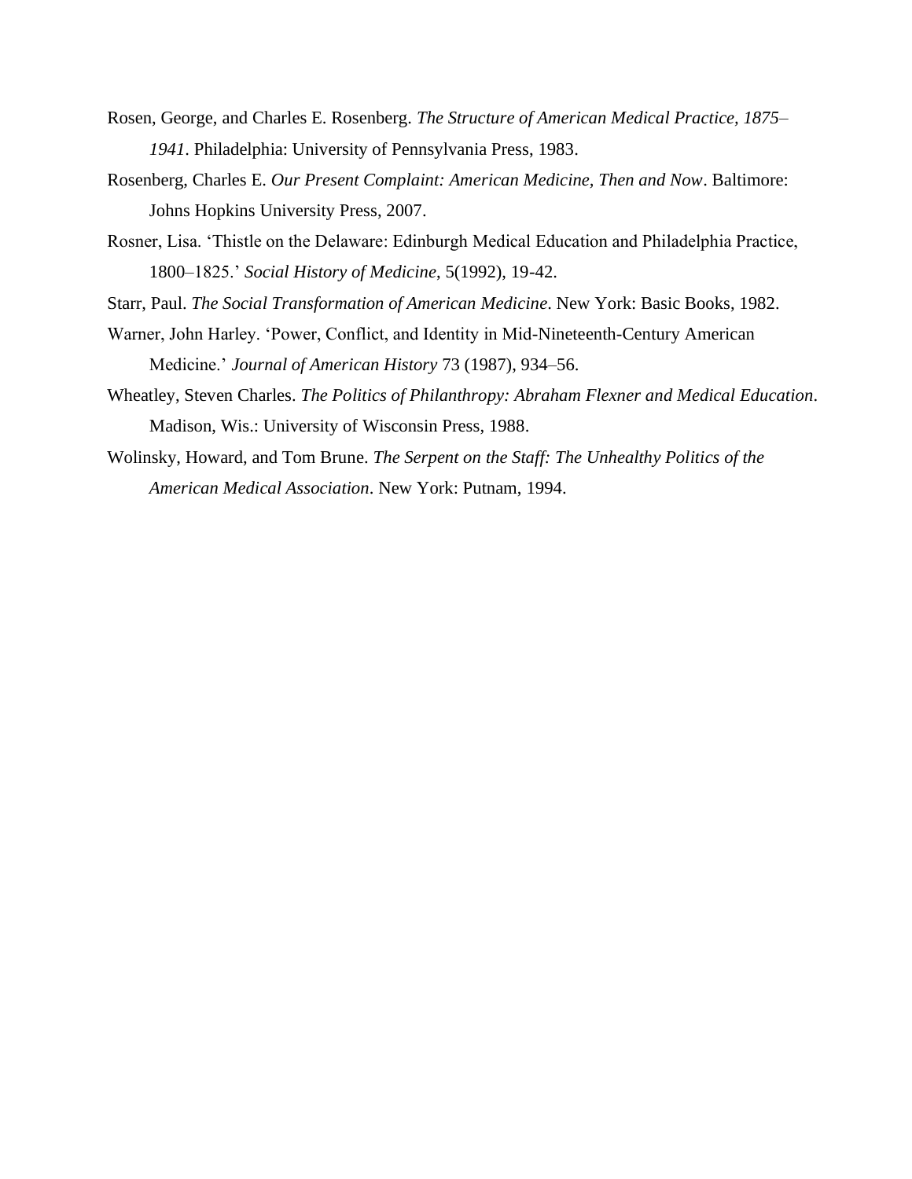Rosen, George, and Charles E. Rosenberg. *The Structure of American Medical Practice, 1875–1941*. Philadelphia: University of Pennsylvania Press, 1983.

Rosenberg, Charles E. *Our Present Complaint: American Medicine, Then and Now*. Baltimore: Johns Hopkins University Press, 2007.

Rosner, Lisa. 'Thistle on the Delaware: Edinburgh Medical Education and Philadelphia Practice, 1800–1825.' *Social History of Medicine*, 5(1992), 19-42.

Starr, Paul. *The Social Transformation of American Medicine*. New York: Basic Books, 1982.

Warner, John Harley. 'Power, Conflict, and Identity in Mid-Nineteenth-Century American Medicine.' *Journal of American History* 73 (1987), 934–56.

Wheatley, Steven Charles. *The Politics of Philanthropy: Abraham Flexner and Medical Education*. Madison, Wis.: University of Wisconsin Press, 1988.

Wolinsky, Howard, and Tom Brune. *The Serpent on the Staff: The Unhealthy Politics of the American Medical Association*. New York: Putnam, 1994.